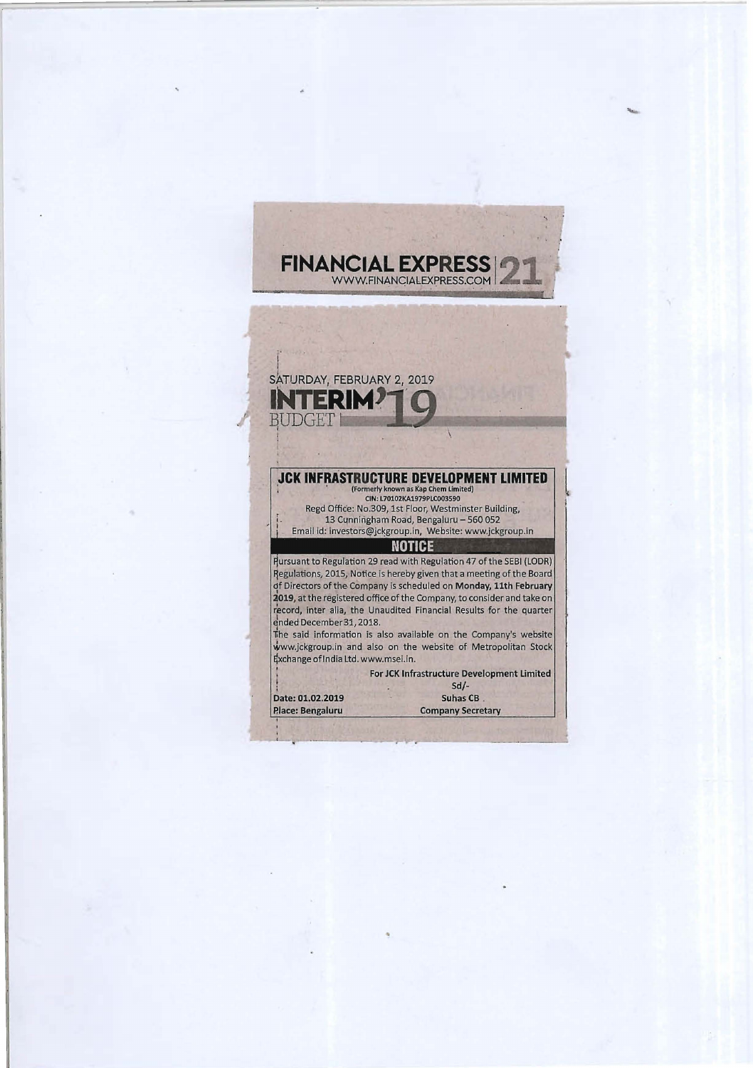FINANCIAL EXPRESS
WWW.FINANCIALEXPRESS.COM

SATURDAY, FEBRUARY 2, 2019

INTERIM'19 BUDGET

# JCK INFRASTRUCTURE DEVELOPMENT LIMITED

(Formerly known as Kap Chem Limited)
CIN: L70102KA1979PLC003590
Regd Office: No.309, 1st Floor, Westminster Building,
13 Cunningham Road, Bengaluru – 560 052
Email id: investors@jckgroup.in, Website: www.jckgroup.in

## NOTICE

Pursuant to Regulation 29 read with Regulation 47 of the SEBI (LODR) Regulations, 2015, Notice is hereby given that a meeting of the Board of Directors of the Company is scheduled on **Monday, 11th February 2019**, at the registered office of the Company, to consider and take on record, inter alia, the Unaudited Financial Results for the quarter ended December 31, 2018.

The said information is also available on the Company's website www.jckgroup.in and also on the website of Metropolitan Stock Exchange of India Ltd. www.msei.in.

For JCK Infrastructure Development Limited
Sd/-
Suhas CB
Company Secretary

Date: 01.02.2019
Place: Bengaluru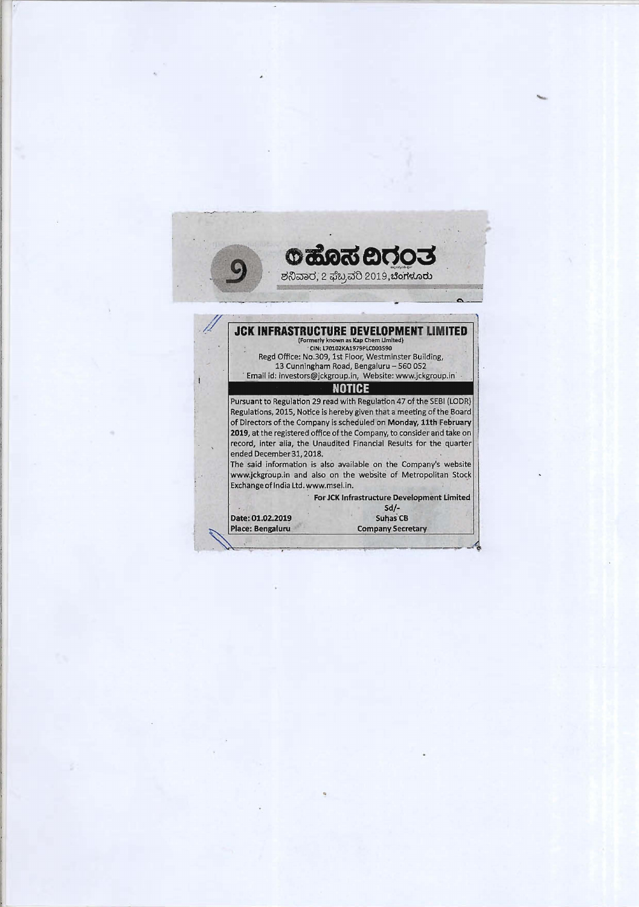ಹೊಸ ದಿಗಂತ

ಶನಿವಾರ, 2 ಫೆಬ್ರವರಿ 2019, ಬೆಂಗಳೂರು

# JCK INFRASTRUCTURE DEVELOPMENT LIMITED

(Formerly known as Kap Chem Limited)

CIN: L70102KA1979PLC003590

Regd Office: No.309, 1st Floor, Westminster Building, 13 Cunningham Road, Bengaluru – 560 052

Email id: investors@jckgroup.in, Website: www.jckgroup.in

## NOTICE

Pursuant to Regulation 29 read with Regulation 47 of the SEBI (LODR) Regulations, 2015, Notice is hereby given that a meeting of the Board of Directors of the Company is scheduled on **Monday, 11th February 2019**, at the registered office of the Company, to consider and take on record, inter alia, the Unaudited Financial Results for the quarter ended December 31, 2018.

The said information is also available on the Company's website www.jckgroup.in and also on the website of Metropolitan Stock Exchange of India Ltd. www.msei.in.

**For JCK Infrastructure Development Limited**

**Sd/-**

**Suhas CB**

**Company Secretary**

**Date: 01.02.2019**

**Place: Bengaluru**